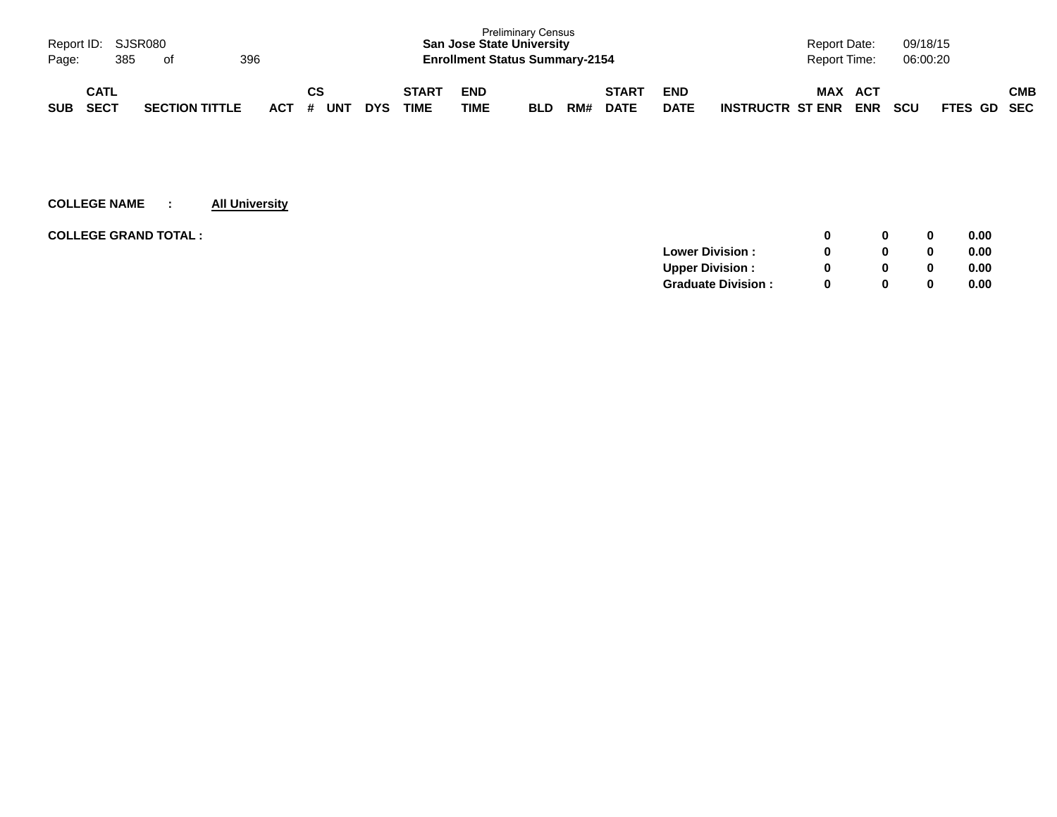Preliminary Census
**San Jose State University**
**Enrollment Status Summary-2154**

Report ID: SJSR080
Report Date: 09/18/15
Report Time: 06:00:20

| SUB | CATL SECT | SECTION TITTLE | ACT | CS # | UNT | DYS | START TIME | END TIME | BLD | RM# | START DATE | END DATE | INSTRUCTR | MAX ST ENR | ACT ENR | SCU | FTES | GD | CMB SEC |
|---|---|---|---|---|---|---|---|---|---|---|---|---|---|---|---|---|---|---|---|

**COLLEGE NAME : All University**

| | | MAX ST ENR | ACT ENR | SCU | FTES |
|---|---|---|---|---|---|
| **COLLEGE GRAND TOTAL :** | | **0** | **0** | **0** | **0.00** |
| | **Lower Division :** | **0** | **0** | **0** | **0.00** |
| | **Upper Division :** | **0** | **0** | **0** | **0.00** |
| | **Graduate Division :** | **0** | **0** | **0** | **0.00** |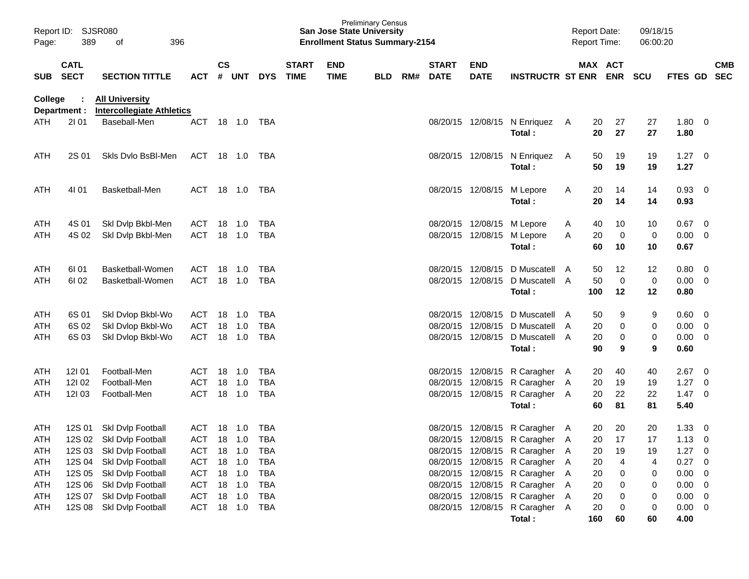Preliminary Census
**San Jose State University**
**Enrollment Status Summary-2154**

Report ID: SJSR080
Report Date: 09/18/15
Report Time: 06:00:20

**College : All University**
**Department : Intercollegiate Athletics**

| SUB | CATL SECT | SECTION TITTLE | ACT | CS # | UNT | DYS | START TIME | END TIME | BLD | RM# | START DATE | END DATE | INSTRUCTR | ST | MAX ENR | ACT ENR | SCU | FTES | GD | CMB SEC |
|---|---|---|---|---|---|---|---|---|---|---|---|---|---|---|---|---|---|---|---|---|
| ATH | 2I 01 | Baseball-Men | ACT | 18 | 1.0 | TBA | | | | | 08/20/15 | 12/08/15 | N Enriquez | A | 20 | 27 | 27 | 1.80 | 0 | |
| | | | | | | | | | | | | | **Total :** | | **20** | **27** | **27** | **1.80** | | |
| ATH | 2S 01 | Skls Dvlo BsBl-Men | ACT | 18 | 1.0 | TBA | | | | | 08/20/15 | 12/08/15 | N Enriquez | A | 50 | 19 | 19 | 1.27 | 0 | |
| | | | | | | | | | | | | | **Total :** | | **50** | **19** | **19** | **1.27** | | |
| ATH | 4I 01 | Basketball-Men | ACT | 18 | 1.0 | TBA | | | | | 08/20/15 | 12/08/15 | M Lepore | A | 20 | 14 | 14 | 0.93 | 0 | |
| | | | | | | | | | | | | | **Total :** | | **20** | **14** | **14** | **0.93** | | |
| ATH | 4S 01 | Skl Dvlp Bkbl-Men | ACT | 18 | 1.0 | TBA | | | | | 08/20/15 | 12/08/15 | M Lepore | A | 40 | 10 | 10 | 0.67 | 0 | |
| ATH | 4S 02 | Skl Dvlp Bkbl-Men | ACT | 18 | 1.0 | TBA | | | | | 08/20/15 | 12/08/15 | M Lepore | A | 20 | 0 | 0 | 0.00 | 0 | |
| | | | | | | | | | | | | | **Total :** | | **60** | **10** | **10** | **0.67** | | |
| ATH | 6I 01 | Basketball-Women | ACT | 18 | 1.0 | TBA | | | | | 08/20/15 | 12/08/15 | D Muscatell | A | 50 | 12 | 12 | 0.80 | 0 | |
| ATH | 6I 02 | Basketball-Women | ACT | 18 | 1.0 | TBA | | | | | 08/20/15 | 12/08/15 | D Muscatell | A | 50 | 0 | 0 | 0.00 | 0 | |
| | | | | | | | | | | | | | **Total :** | | **100** | **12** | **12** | **0.80** | | |
| ATH | 6S 01 | Skl Dvlop Bkbl-Wo | ACT | 18 | 1.0 | TBA | | | | | 08/20/15 | 12/08/15 | D Muscatell | A | 50 | 9 | 9 | 0.60 | 0 | |
| ATH | 6S 02 | Skl Dvlop Bkbl-Wo | ACT | 18 | 1.0 | TBA | | | | | 08/20/15 | 12/08/15 | D Muscatell | A | 20 | 0 | 0 | 0.00 | 0 | |
| ATH | 6S 03 | Skl Dvlop Bkbl-Wo | ACT | 18 | 1.0 | TBA | | | | | 08/20/15 | 12/08/15 | D Muscatell | A | 20 | 0 | 0 | 0.00 | 0 | |
| | | | | | | | | | | | | | **Total :** | | **90** | **9** | **9** | **0.60** | | |
| ATH | 12I 01 | Football-Men | ACT | 18 | 1.0 | TBA | | | | | 08/20/15 | 12/08/15 | R Caragher | A | 20 | 40 | 40 | 2.67 | 0 | |
| ATH | 12I 02 | Football-Men | ACT | 18 | 1.0 | TBA | | | | | 08/20/15 | 12/08/15 | R Caragher | A | 20 | 19 | 19 | 1.27 | 0 | |
| ATH | 12I 03 | Football-Men | ACT | 18 | 1.0 | TBA | | | | | 08/20/15 | 12/08/15 | R Caragher | A | 20 | 22 | 22 | 1.47 | 0 | |
| | | | | | | | | | | | | | **Total :** | | **60** | **81** | **81** | **5.40** | | |
| ATH | 12S 01 | Skl Dvlp Football | ACT | 18 | 1.0 | TBA | | | | | 08/20/15 | 12/08/15 | R Caragher | A | 20 | 20 | 20 | 1.33 | 0 | |
| ATH | 12S 02 | Skl Dvlp Football | ACT | 18 | 1.0 | TBA | | | | | 08/20/15 | 12/08/15 | R Caragher | A | 20 | 17 | 17 | 1.13 | 0 | |
| ATH | 12S 03 | Skl Dvlp Football | ACT | 18 | 1.0 | TBA | | | | | 08/20/15 | 12/08/15 | R Caragher | A | 20 | 19 | 19 | 1.27 | 0 | |
| ATH | 12S 04 | Skl Dvlp Football | ACT | 18 | 1.0 | TBA | | | | | 08/20/15 | 12/08/15 | R Caragher | A | 20 | 4 | 4 | 0.27 | 0 | |
| ATH | 12S 05 | Skl Dvlp Football | ACT | 18 | 1.0 | TBA | | | | | 08/20/15 | 12/08/15 | R Caragher | A | 20 | 0 | 0 | 0.00 | 0 | |
| ATH | 12S 06 | Skl Dvlp Football | ACT | 18 | 1.0 | TBA | | | | | 08/20/15 | 12/08/15 | R Caragher | A | 20 | 0 | 0 | 0.00 | 0 | |
| ATH | 12S 07 | Skl Dvlp Football | ACT | 18 | 1.0 | TBA | | | | | 08/20/15 | 12/08/15 | R Caragher | A | 20 | 0 | 0 | 0.00 | 0 | |
| ATH | 12S 08 | Skl Dvlp Football | ACT | 18 | 1.0 | TBA | | | | | 08/20/15 | 12/08/15 | R Caragher | A | 20 | 0 | 0 | 0.00 | 0 | |
| | | | | | | | | | | | | | **Total :** | | **160** | **60** | **60** | **4.00** | | |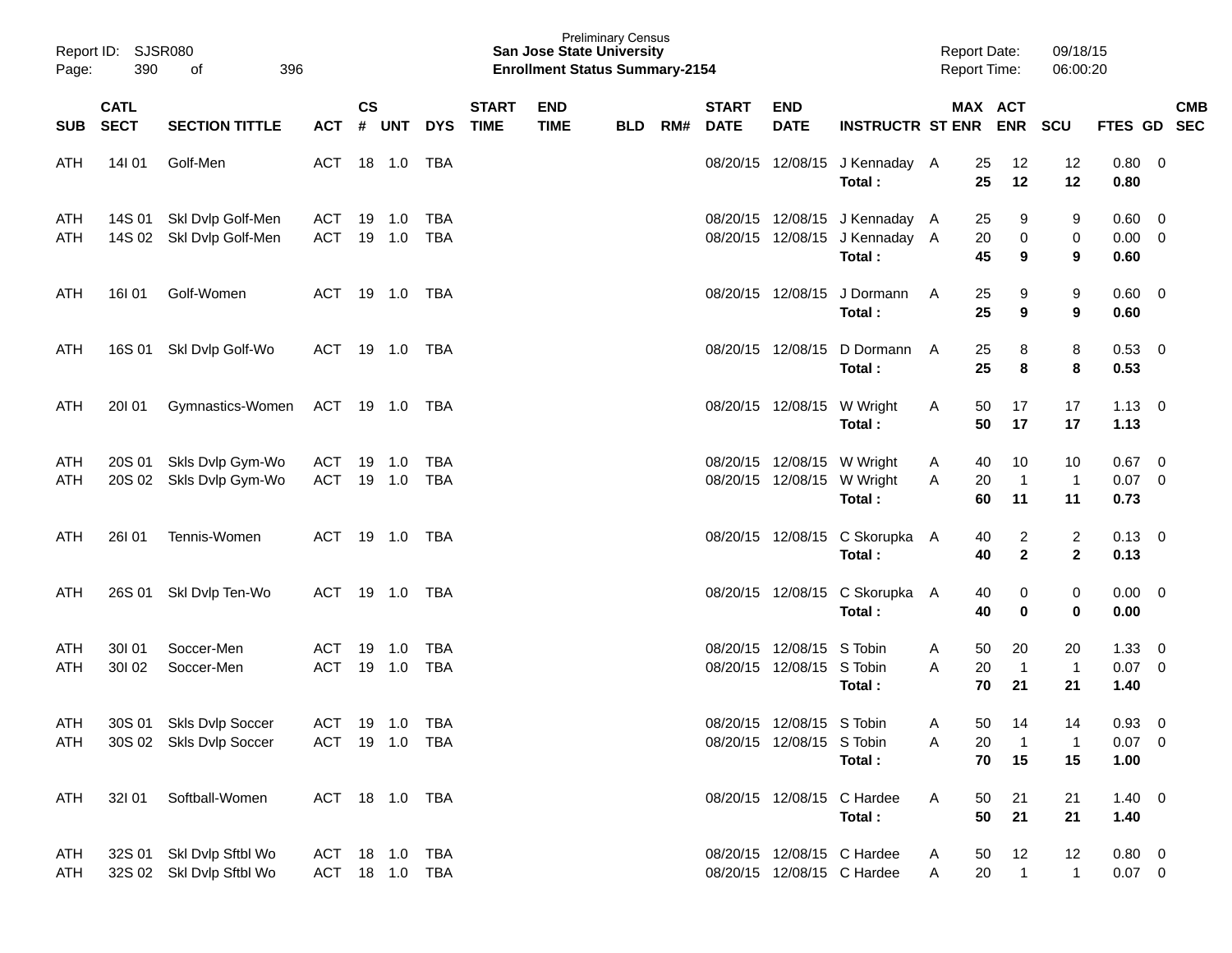Preliminary Census
**San Jose State University**
**Enrollment Status Summary-2154**

Report ID: SJSR080
Report Date: 09/18/15
Report Time: 06:00:20

| SUB | CATL SECT | SECTION TITTLE | ACT | CS # | UNT | DYS | START TIME | END TIME | BLD | RM# | START DATE | END DATE | INSTRUCTR | ST | MAX ENR | ACT ENR | SCU | FTES | GD | CMB SEC |
|---|---|---|---|---|---|---|---|---|---|---|---|---|---|---|---|---|---|---|---|---|
| ATH | 14I 01 | Golf-Men | ACT | 18 | 1.0 | TBA | | | | | 08/20/15 | 12/08/15 | J Kennaday | A | 25 | 12 | 12 | 0.80 | 0 | |
| | | | | | | | | | | | | | **Total :** | | **25** | **12** | **12** | **0.80** | | |
| ATH | 14S 01 | Skl Dvlp Golf-Men | ACT | 19 | 1.0 | TBA | | | | | 08/20/15 | 12/08/15 | J Kennaday | A | 25 | 9 | 9 | 0.60 | 0 | |
| ATH | 14S 02 | Skl Dvlp Golf-Men | ACT | 19 | 1.0 | TBA | | | | | 08/20/15 | 12/08/15 | J Kennaday | A | 20 | 0 | 0 | 0.00 | 0 | |
| | | | | | | | | | | | | | **Total :** | | **45** | **9** | **9** | **0.60** | | |
| ATH | 16I 01 | Golf-Women | ACT | 19 | 1.0 | TBA | | | | | 08/20/15 | 12/08/15 | J Dormann | A | 25 | 9 | 9 | 0.60 | 0 | |
| | | | | | | | | | | | | | **Total :** | | **25** | **9** | **9** | **0.60** | | |
| ATH | 16S 01 | Skl Dvlp Golf-Wo | ACT | 19 | 1.0 | TBA | | | | | 08/20/15 | 12/08/15 | D Dormann | A | 25 | 8 | 8 | 0.53 | 0 | |
| | | | | | | | | | | | | | **Total :** | | **25** | **8** | **8** | **0.53** | | |
| ATH | 20I 01 | Gymnastics-Women | ACT | 19 | 1.0 | TBA | | | | | 08/20/15 | 12/08/15 | W Wright | A | 50 | 17 | 17 | 1.13 | 0 | |
| | | | | | | | | | | | | | **Total :** | | **50** | **17** | **17** | **1.13** | | |
| ATH | 20S 01 | Skls Dvlp Gym-Wo | ACT | 19 | 1.0 | TBA | | | | | 08/20/15 | 12/08/15 | W Wright | A | 40 | 10 | 10 | 0.67 | 0 | |
| ATH | 20S 02 | Skls Dvlp Gym-Wo | ACT | 19 | 1.0 | TBA | | | | | 08/20/15 | 12/08/15 | W Wright | A | 20 | 1 | 1 | 0.07 | 0 | |
| | | | | | | | | | | | | | **Total :** | | **60** | **11** | **11** | **0.73** | | |
| ATH | 26I 01 | Tennis-Women | ACT | 19 | 1.0 | TBA | | | | | 08/20/15 | 12/08/15 | C Skorupka | A | 40 | 2 | 2 | 0.13 | 0 | |
| | | | | | | | | | | | | | **Total :** | | **40** | **2** | **2** | **0.13** | | |
| ATH | 26S 01 | Skl Dvlp Ten-Wo | ACT | 19 | 1.0 | TBA | | | | | 08/20/15 | 12/08/15 | C Skorupka | A | 40 | 0 | 0 | 0.00 | 0 | |
| | | | | | | | | | | | | | **Total :** | | **40** | **0** | **0** | **0.00** | | |
| ATH | 30I 01 | Soccer-Men | ACT | 19 | 1.0 | TBA | | | | | 08/20/15 | 12/08/15 | S Tobin | A | 50 | 20 | 20 | 1.33 | 0 | |
| ATH | 30I 02 | Soccer-Men | ACT | 19 | 1.0 | TBA | | | | | 08/20/15 | 12/08/15 | S Tobin | A | 20 | 1 | 1 | 0.07 | 0 | |
| | | | | | | | | | | | | | **Total :** | | **70** | **21** | **21** | **1.40** | | |
| ATH | 30S 01 | Skls Dvlp Soccer | ACT | 19 | 1.0 | TBA | | | | | 08/20/15 | 12/08/15 | S Tobin | A | 50 | 14 | 14 | 0.93 | 0 | |
| ATH | 30S 02 | Skls Dvlp Soccer | ACT | 19 | 1.0 | TBA | | | | | 08/20/15 | 12/08/15 | S Tobin | A | 20 | 1 | 1 | 0.07 | 0 | |
| | | | | | | | | | | | | | **Total :** | | **70** | **15** | **15** | **1.00** | | |
| ATH | 32I 01 | Softball-Women | ACT | 18 | 1.0 | TBA | | | | | 08/20/15 | 12/08/15 | C Hardee | A | 50 | 21 | 21 | 1.40 | 0 | |
| | | | | | | | | | | | | | **Total :** | | **50** | **21** | **21** | **1.40** | | |
| ATH | 32S 01 | Skl Dvlp Sftbl Wo | ACT | 18 | 1.0 | TBA | | | | | 08/20/15 | 12/08/15 | C Hardee | A | 50 | 12 | 12 | 0.80 | 0 | |
| ATH | 32S 02 | Skl Dvlp Sftbl Wo | ACT | 18 | 1.0 | TBA | | | | | 08/20/15 | 12/08/15 | C Hardee | A | 20 | 1 | 1 | 0.07 | 0 | |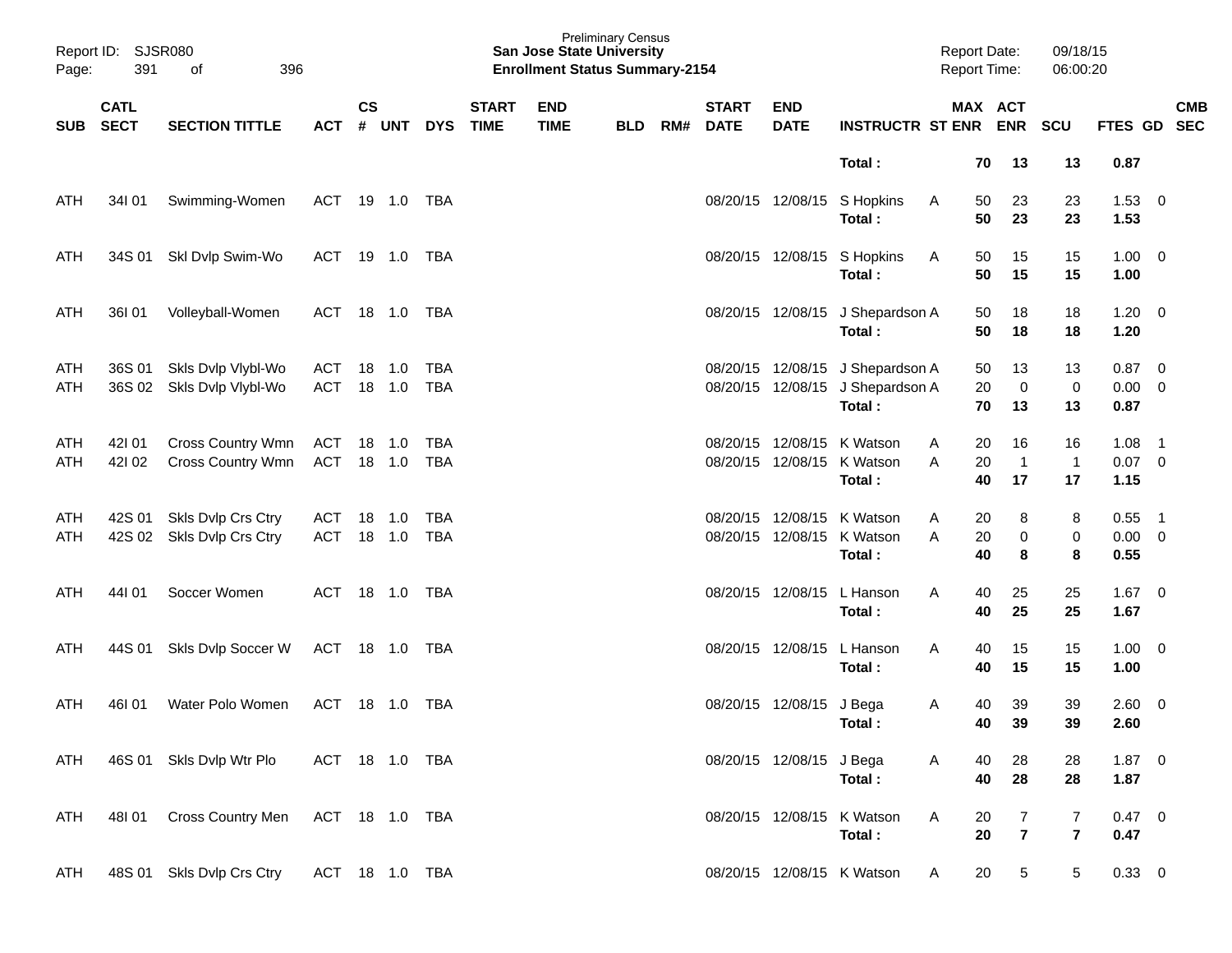| SUB | CATL SECT | SECTION TITTLE | ACT | CS # | UNT | DYS | START TIME | END TIME | BLD | RM# | START DATE | END DATE | INSTRUCTR | ST | MAX ENR | ACT ENR | SCU | FTES | GD | CMB SEC |
|---|---|---|---|---|---|---|---|---|---|---|---|---|---|---|---|---|---|---|---|---|
| | | | | | | | | | | | | | **Total :** | | **70** | **13** | **13** | **0.87** | | |
| ATH | 34I 01 | Swimming-Women | ACT | 19 | 1.0 | TBA | | | | | 08/20/15 | 12/08/15 | S Hopkins | A | 50 | 23 | 23 | 1.53 | 0 | |
| | | | | | | | | | | | | | **Total :** | | **50** | **23** | **23** | **1.53** | | |
| ATH | 34S 01 | Skl Dvlp Swim-Wo | ACT | 19 | 1.0 | TBA | | | | | 08/20/15 | 12/08/15 | S Hopkins | A | 50 | 15 | 15 | 1.00 | 0 | |
| | | | | | | | | | | | | | **Total :** | | **50** | **15** | **15** | **1.00** | | |
| ATH | 36I 01 | Volleyball-Women | ACT | 18 | 1.0 | TBA | | | | | 08/20/15 | 12/08/15 | J Shepardson | A | 50 | 18 | 18 | 1.20 | 0 | |
| | | | | | | | | | | | | | **Total :** | | **50** | **18** | **18** | **1.20** | | |
| ATH | 36S 01 | Skls Dvlp Vlybl-Wo | ACT | 18 | 1.0 | TBA | | | | | 08/20/15 | 12/08/15 | J Shepardson | A | 50 | 13 | 13 | 0.87 | 0 | |
| ATH | 36S 02 | Skls Dvlp Vlybl-Wo | ACT | 18 | 1.0 | TBA | | | | | 08/20/15 | 12/08/15 | J Shepardson | A | 20 | 0 | 0 | 0.00 | 0 | |
| | | | | | | | | | | | | | **Total :** | | **70** | **13** | **13** | **0.87** | | |
| ATH | 42I 01 | Cross Country Wmn | ACT | 18 | 1.0 | TBA | | | | | 08/20/15 | 12/08/15 | K Watson | A | 20 | 16 | 16 | 1.08 | 1 | |
| ATH | 42I 02 | Cross Country Wmn | ACT | 18 | 1.0 | TBA | | | | | 08/20/15 | 12/08/15 | K Watson | A | 20 | 1 | 1 | 0.07 | 0 | |
| | | | | | | | | | | | | | **Total :** | | **40** | **17** | **17** | **1.15** | | |
| ATH | 42S 01 | Skls Dvlp Crs Ctry | ACT | 18 | 1.0 | TBA | | | | | 08/20/15 | 12/08/15 | K Watson | A | 20 | 8 | 8 | 0.55 | 1 | |
| ATH | 42S 02 | Skls Dvlp Crs Ctry | ACT | 18 | 1.0 | TBA | | | | | 08/20/15 | 12/08/15 | K Watson | A | 20 | 0 | 0 | 0.00 | 0 | |
| | | | | | | | | | | | | | **Total :** | | **40** | **8** | **8** | **0.55** | | |
| ATH | 44I 01 | Soccer Women | ACT | 18 | 1.0 | TBA | | | | | 08/20/15 | 12/08/15 | L Hanson | A | 40 | 25 | 25 | 1.67 | 0 | |
| | | | | | | | | | | | | | **Total :** | | **40** | **25** | **25** | **1.67** | | |
| ATH | 44S 01 | Skls Dvlp Soccer W | ACT | 18 | 1.0 | TBA | | | | | 08/20/15 | 12/08/15 | L Hanson | A | 40 | 15 | 15 | 1.00 | 0 | |
| | | | | | | | | | | | | | **Total :** | | **40** | **15** | **15** | **1.00** | | |
| ATH | 46I 01 | Water Polo Women | ACT | 18 | 1.0 | TBA | | | | | 08/20/15 | 12/08/15 | J Bega | A | 40 | 39 | 39 | 2.60 | 0 | |
| | | | | | | | | | | | | | **Total :** | | **40** | **39** | **39** | **2.60** | | |
| ATH | 46S 01 | Skls Dvlp Wtr Plo | ACT | 18 | 1.0 | TBA | | | | | 08/20/15 | 12/08/15 | J Bega | A | 40 | 28 | 28 | 1.87 | 0 | |
| | | | | | | | | | | | | | **Total :** | | **40** | **28** | **28** | **1.87** | | |
| ATH | 48I 01 | Cross Country Men | ACT | 18 | 1.0 | TBA | | | | | 08/20/15 | 12/08/15 | K Watson | A | 20 | 7 | 7 | 0.47 | 0 | |
| | | | | | | | | | | | | | **Total :** | | **20** | **7** | **7** | **0.47** | | |
| ATH | 48S 01 | Skls Dvlp Crs Ctry | ACT | 18 | 1.0 | TBA | | | | | 08/20/15 | 12/08/15 | K Watson | A | 20 | 5 | 5 | 0.33 | 0 | |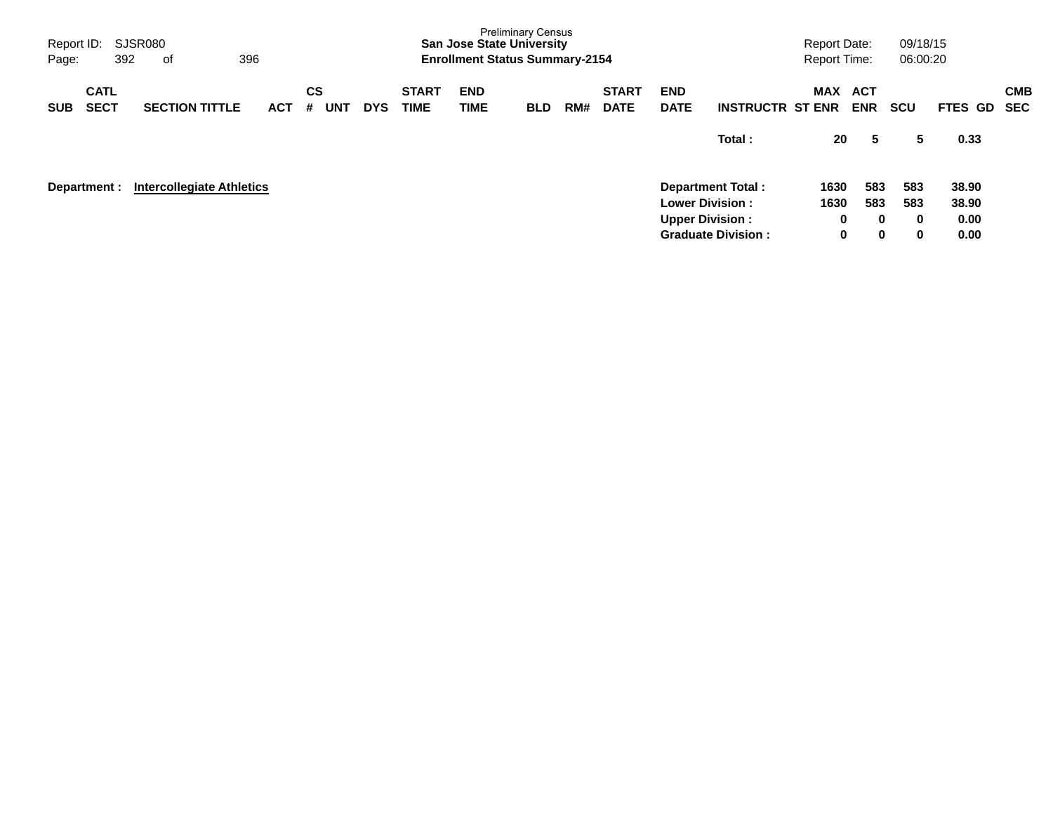| SUB | CATL SECT | SECTION TITTLE | ACT | CS # | UNT | DYS | START TIME | END TIME | BLD | RM# | START DATE | END DATE | INSTRUCTR | MAX ST ENR | ACT ENR | SCU | FTES | GD | CMB SEC |
|---|---|---|---|---|---|---|---|---|---|---|---|---|---|---|---|---|---|---|---|
| | | | | | | | | | | | | | **Total :** | **20** | **5** | **5** | **0.33** | | |

**Department : Intercollegiate Athletics**

| | MAX ST ENR | ACT ENR | SCU | FTES |
|---|---|---|---|---|
| **Department Total :** | **1630** | **583** | **583** | **38.90** |
| **Lower Division :** | **1630** | **583** | **583** | **38.90** |
| **Upper Division :** | **0** | **0** | **0** | **0.00** |
| **Graduate Division :** | **0** | **0** | **0** | **0.00** |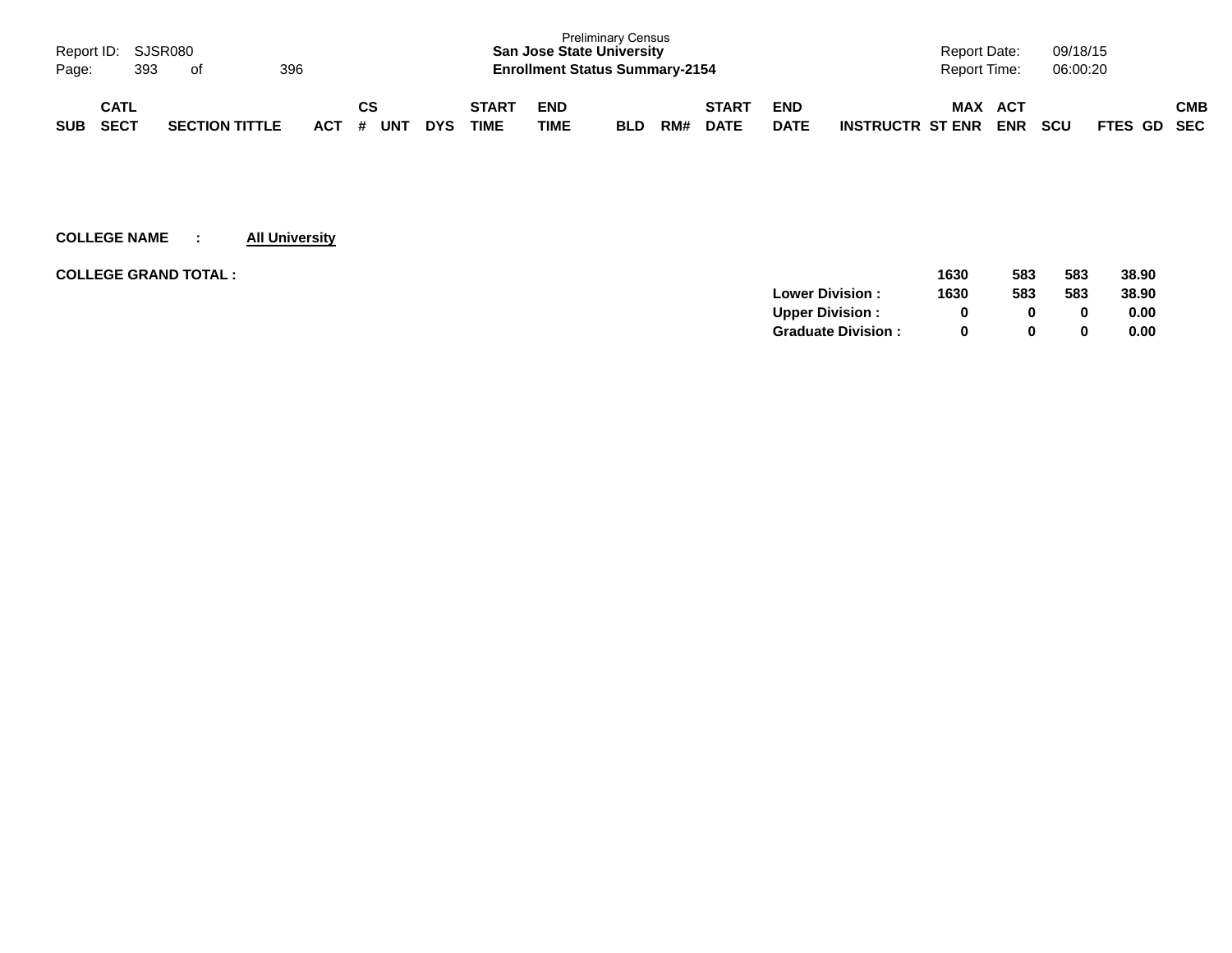Preliminary Census
**San Jose State University**
**Enrollment Status Summary-2154**

Report ID: SJSR080
Report Date: 09/18/15
Report Time: 06:00:20

| SUB | CATL SECT | SECTION TITTLE | ACT | CS # | UNT | DYS | START TIME | END TIME | BLD | RM# | START DATE | END DATE | INSTRUCTR | MAX ST ENR | ACT ENR | SCU | FTES | GD | CMB SEC |
|---|---|---|---|---|---|---|---|---|---|---|---|---|---|---|---|---|---|---|---|

**COLLEGE NAME : All University**

| | | MAX ST ENR | ACT ENR | SCU | FTES |
|---|---|---|---|---|---|
| **COLLEGE GRAND TOTAL :** | | **1630** | **583** | **583** | **38.90** |
| | **Lower Division :** | **1630** | **583** | **583** | **38.90** |
| | **Upper Division :** | **0** | **0** | **0** | **0.00** |
| | **Graduate Division :** | **0** | **0** | **0** | **0.00** |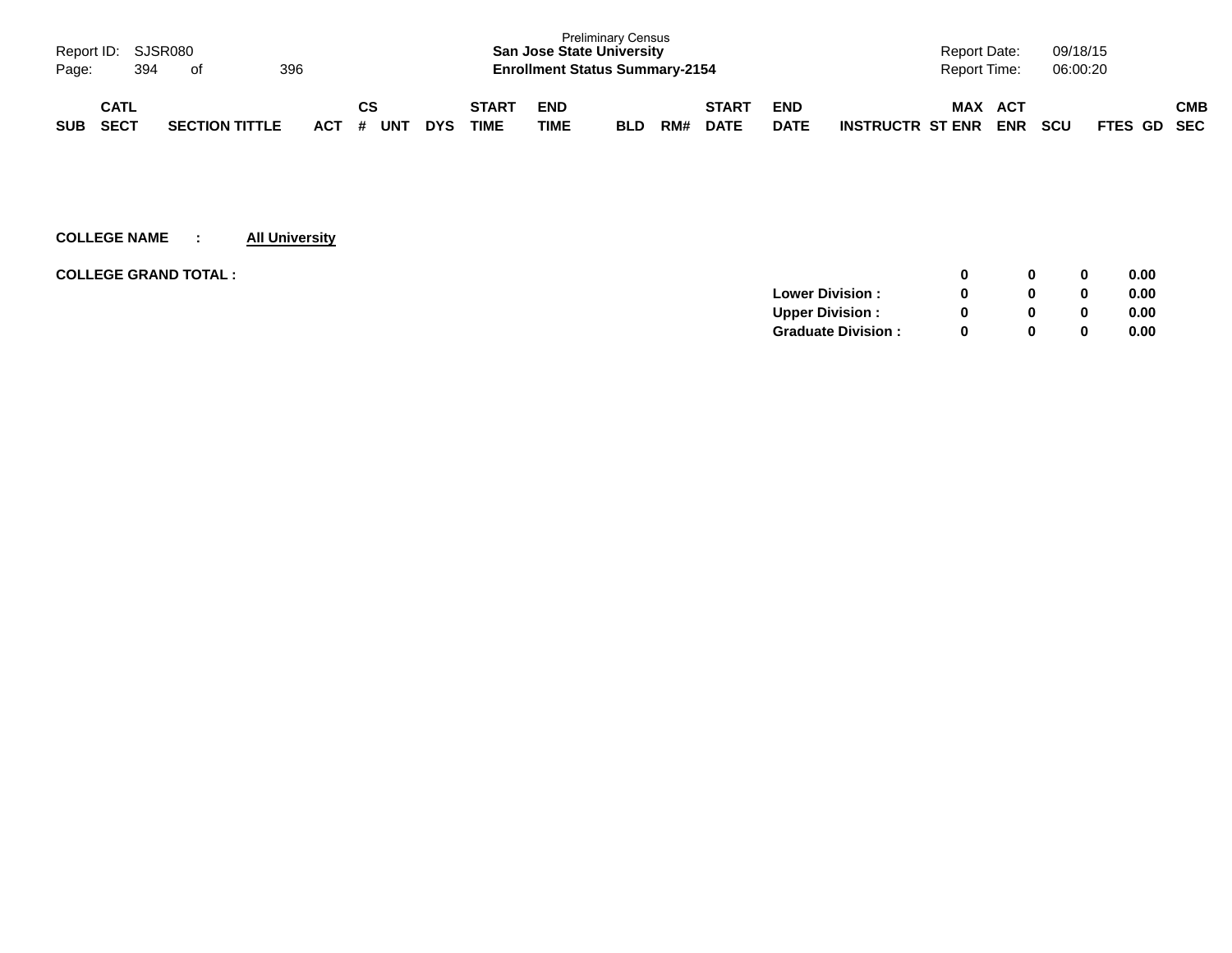| SUB | CATL SECT | SECTION TITTLE | ACT | CS # | UNT | DYS | START TIME | END TIME | BLD | RM# | START DATE | END DATE | INSTRUCTR | MAX ST ENR | ACT ENR | SCU | FTES | GD | CMB SEC |
|---|---|---|---|---|---|---|---|---|---|---|---|---|---|---|---|---|---|---|---|

**COLLEGE NAME : <u>All University</u>**

**COLLEGE GRAND TOTAL :**

| | MAX ST ENR | ACT ENR | SCU | FTES |
|---|---|---|---|---|
| **COLLEGE GRAND TOTAL :** | **0** | **0** | **0** | **0.00** |
| **Lower Division :** | **0** | **0** | **0** | **0.00** |
| **Upper Division :** | **0** | **0** | **0** | **0.00** |
| **Graduate Division :** | **0** | **0** | **0** | **0.00** |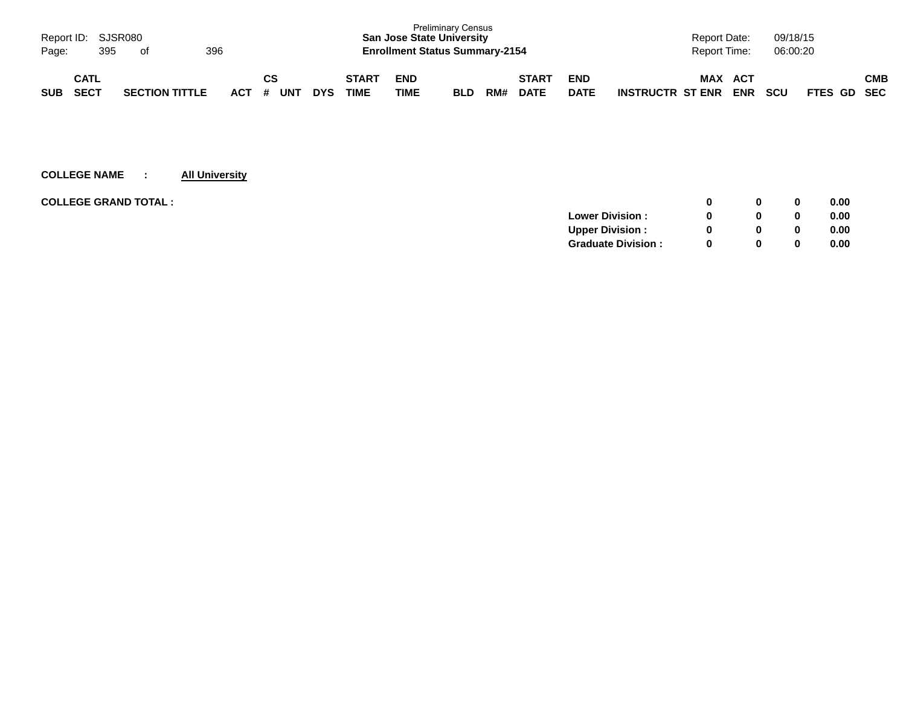| SUB | CATL SECT | SECTION TITTLE | ACT | CS # | UNT | DYS | START TIME | END TIME | BLD | RM# | START DATE | END DATE | INSTRUCTR | MAX ST ENR | ACT ENR | SCU | FTES | GD | CMB SEC |
|---|---|---|---|---|---|---|---|---|---|---|---|---|---|---|---|---|---|---|---|

**COLLEGE NAME : All University**

| | | | | |
|---|---|---|---|---|
| **COLLEGE GRAND TOTAL :** | **0** | **0** | **0** | **0.00** |
| **Lower Division :** | **0** | **0** | **0** | **0.00** |
| **Upper Division :** | **0** | **0** | **0** | **0.00** |
| **Graduate Division :** | **0** | **0** | **0** | **0.00** |